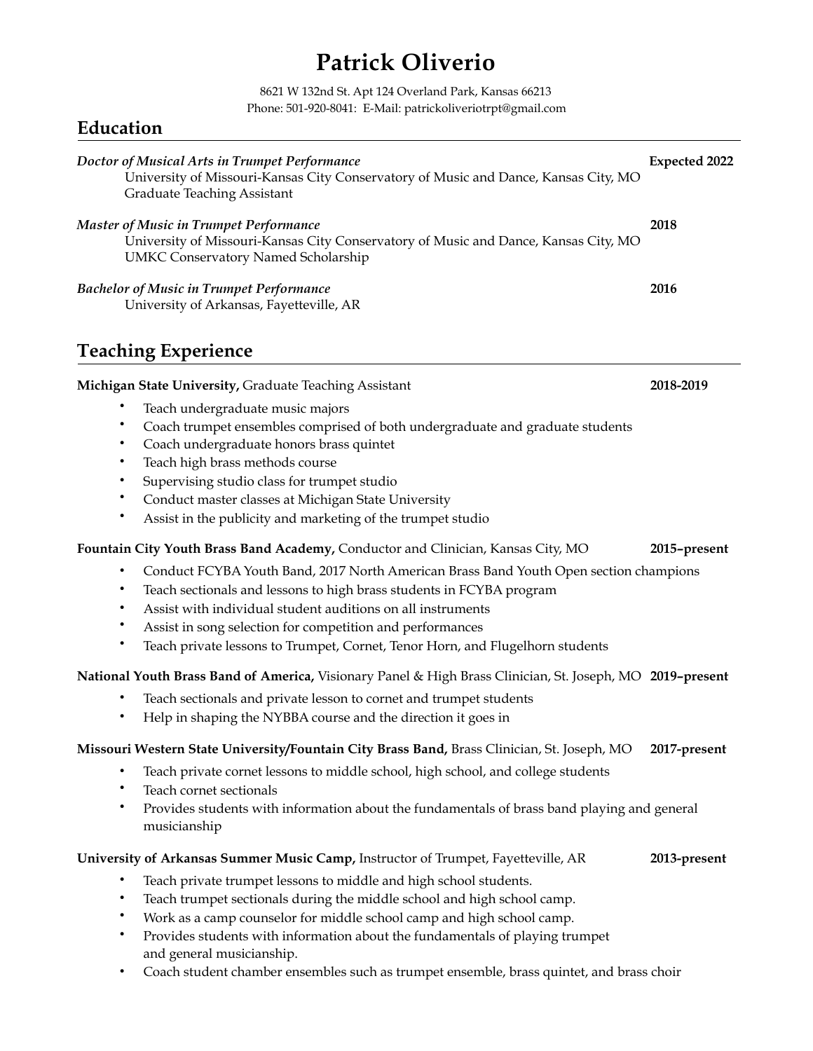# Patrick Oliverio

8621 W 132nd St. Apt 124 Overland Park, Kansas 66213
Phone: 501-920-8041: E-Mail: patrickoliveriotrpt@gmail.com

## Education

*Doctor of Musical Arts in Trumpet Performance* **Expected 2022**
University of Missouri-Kansas City Conservatory of Music and Dance, Kansas City, MO
Graduate Teaching Assistant

*Master of Music in Trumpet Performance* **2018**
University of Missouri-Kansas City Conservatory of Music and Dance, Kansas City, MO
UMKC Conservatory Named Scholarship

*Bachelor of Music in Trumpet Performance* **2016**
University of Arkansas, Fayetteville, AR

## Teaching Experience

**Michigan State University,** Graduate Teaching Assistant **2018-2019**

- Teach undergraduate music majors
- Coach trumpet ensembles comprised of both undergraduate and graduate students
- Coach undergraduate honors brass quintet
- Teach high brass methods course
- Supervising studio class for trumpet studio
- Conduct master classes at Michigan State University
- Assist in the publicity and marketing of the trumpet studio

**Fountain City Youth Brass Band Academy,** Conductor and Clinician, Kansas City, MO **2015–present**

- Conduct FCYBA Youth Band, 2017 North American Brass Band Youth Open section champions
- Teach sectionals and lessons to high brass students in FCYBA program
- Assist with individual student auditions on all instruments
- Assist in song selection for competition and performances
- Teach private lessons to Trumpet, Cornet, Tenor Horn, and Flugelhorn students

**National Youth Brass Band of America,** Visionary Panel & High Brass Clinician, St. Joseph, MO **2019–present**

- Teach sectionals and private lesson to cornet and trumpet students
- Help in shaping the NYBBA course and the direction it goes in

**Missouri Western State University/Fountain City Brass Band,** Brass Clinician, St. Joseph, MO **2017-present**

- Teach private cornet lessons to middle school, high school, and college students
- Teach cornet sectionals
- Provides students with information about the fundamentals of brass band playing and general musicianship

**University of Arkansas Summer Music Camp,** Instructor of Trumpet, Fayetteville, AR **2013-present**

- Teach private trumpet lessons to middle and high school students.
- Teach trumpet sectionals during the middle school and high school camp.
- Work as a camp counselor for middle school camp and high school camp.
- Provides students with information about the fundamentals of playing trumpet and general musicianship.
- Coach student chamber ensembles such as trumpet ensemble, brass quintet, and brass choir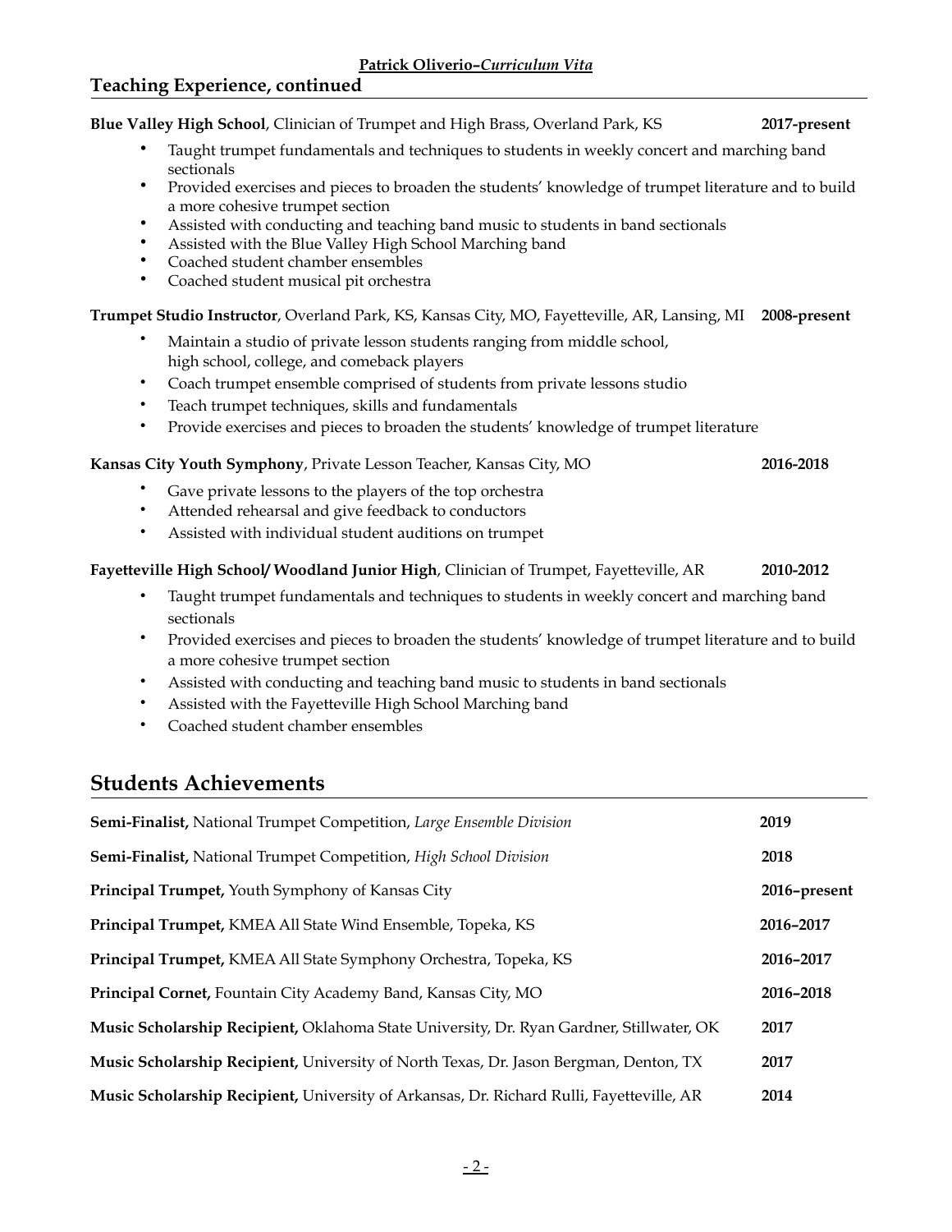## Teaching Experience, continued

**Blue Valley High School**, Clinician of Trumpet and High Brass, Overland Park, KS **2017-present**

- Taught trumpet fundamentals and techniques to students in weekly concert and marching band sectionals
- Provided exercises and pieces to broaden the students' knowledge of trumpet literature and to build a more cohesive trumpet section
- Assisted with conducting and teaching band music to students in band sectionals
- Assisted with the Blue Valley High School Marching band
- Coached student chamber ensembles
- Coached student musical pit orchestra

**Trumpet Studio Instructor**, Overland Park, KS, Kansas City, MO, Fayetteville, AR, Lansing, MI **2008-present**

- Maintain a studio of private lesson students ranging from middle school, high school, college, and comeback players
- Coach trumpet ensemble comprised of students from private lessons studio
- Teach trumpet techniques, skills and fundamentals
- Provide exercises and pieces to broaden the students' knowledge of trumpet literature

**Kansas City Youth Symphony**, Private Lesson Teacher, Kansas City, MO **2016-2018**

- Gave private lessons to the players of the top orchestra
- Attended rehearsal and give feedback to conductors
- Assisted with individual student auditions on trumpet

**Fayetteville High School/ Woodland Junior High**, Clinician of Trumpet, Fayetteville, AR **2010-2012**

- Taught trumpet fundamentals and techniques to students in weekly concert and marching band sectionals
- Provided exercises and pieces to broaden the students' knowledge of trumpet literature and to build a more cohesive trumpet section
- Assisted with conducting and teaching band music to students in band sectionals
- Assisted with the Fayetteville High School Marching band
- Coached student chamber ensembles

## Students Achievements

**Semi-Finalist,** National Trumpet Competition, *Large Ensemble Division* **2019**

**Semi-Finalist,** National Trumpet Competition, *High School Division* **2018**

**Principal Trumpet,** Youth Symphony of Kansas City **2016–present**

**Principal Trumpet,** KMEA All State Wind Ensemble, Topeka, KS **2016–2017**

**Principal Trumpet,** KMEA All State Symphony Orchestra, Topeka, KS **2016–2017**

**Principal Cornet,** Fountain City Academy Band, Kansas City, MO **2016–2018**

**Music Scholarship Recipient,** Oklahoma State University, Dr. Ryan Gardner, Stillwater, OK **2017**

**Music Scholarship Recipient,** University of North Texas, Dr. Jason Bergman, Denton, TX **2017**

**Music Scholarship Recipient,** University of Arkansas, Dr. Richard Rulli, Fayetteville, AR **2014**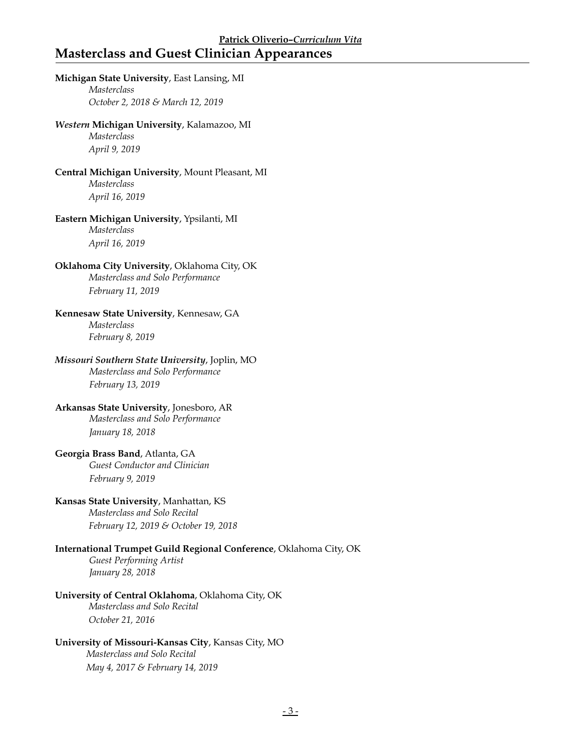## Masterclass and Guest Clinician Appearances

**Michigan State University**, East Lansing, MI
*Masterclass*
*October 2, 2018 & March 12, 2019*

***Western* Michigan University**, Kalamazoo, MI
*Masterclass*
*April 9, 2019*

**Central Michigan University**, Mount Pleasant, MI
*Masterclass*
*April 16, 2019*

**Eastern Michigan University**, Ypsilanti, MI
*Masterclass*
*April 16, 2019*

**Oklahoma City University**, Oklahoma City, OK
*Masterclass and Solo Performance*
*February 11, 2019*

**Kennesaw State University**, Kennesaw, GA
*Masterclass*
*February 8, 2019*

***Missouri Southern State University***, Joplin, MO
*Masterclass and Solo Performance*
*February 13, 2019*

**Arkansas State University**, Jonesboro, AR
*Masterclass and Solo Performance*
*January 18, 2018*

**Georgia Brass Band**, Atlanta, GA
*Guest Conductor and Clinician*
*February 9, 2019*

**Kansas State University**, Manhattan, KS
*Masterclass and Solo Recital*
*February 12, 2019 & October 19, 2018*

**International Trumpet Guild Regional Conference**, Oklahoma City, OK
*Guest Performing Artist*
*January 28, 2018*

**University of Central Oklahoma**, Oklahoma City, OK
*Masterclass and Solo Recital*
*October 21, 2016*

**University of Missouri-Kansas City**, Kansas City, MO
*Masterclass and Solo Recital*
*May 4, 2017 & February 14, 2019*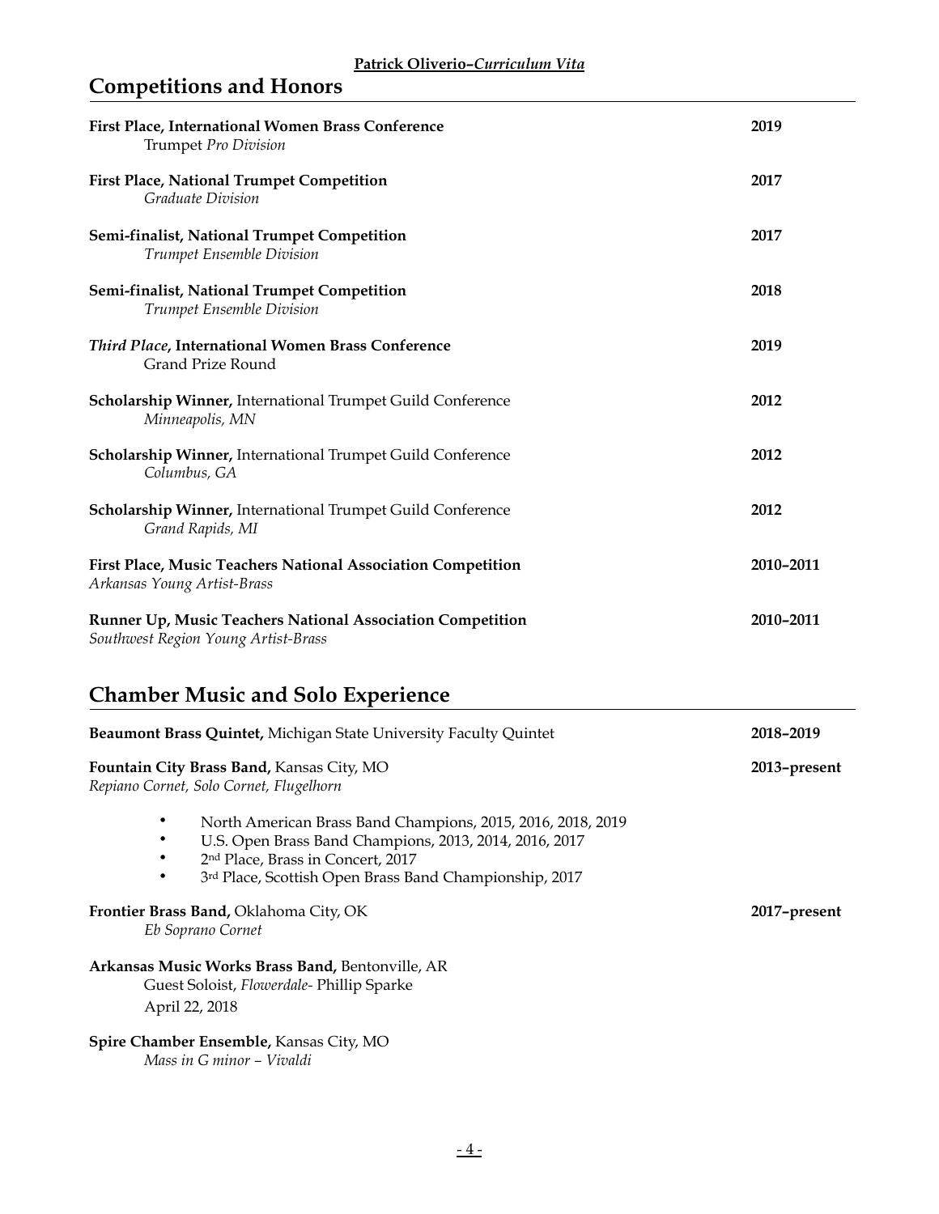## Competitions and Honors

**First Place, International Women Brass Conference** — **2019**
Trumpet *Pro Division*

**First Place, National Trumpet Competition** — **2017**
*Graduate Division*

**Semi-finalist, National Trumpet Competition** — **2017**
*Trumpet Ensemble Division*

**Semi-finalist, National Trumpet Competition** — **2018**
*Trumpet Ensemble Division*

***Third Place*, International Women Brass Conference** — **2019**
Grand Prize Round

**Scholarship Winner,** International Trumpet Guild Conference — **2012**
*Minneapolis, MN*

**Scholarship Winner,** International Trumpet Guild Conference — **2012**
*Columbus, GA*

**Scholarship Winner,** International Trumpet Guild Conference — **2012**
*Grand Rapids, MI*

**First Place, Music Teachers National Association Competition** — **2010–2011**
*Arkansas Young Artist-Brass*

**Runner Up, Music Teachers National Association Competition** — **2010–2011**
*Southwest Region Young Artist-Brass*

## Chamber Music and Solo Experience

**Beaumont Brass Quintet,** Michigan State University Faculty Quintet — **2018–2019**

**Fountain City Brass Band,** Kansas City, MO — **2013–present**
*Repiano Cornet, Solo Cornet, Flugelhorn*

- North American Brass Band Champions, 2015, 2016, 2018, 2019
- U.S. Open Brass Band Champions, 2013, 2014, 2016, 2017
- 2nd Place, Brass in Concert, 2017
- 3rd Place, Scottish Open Brass Band Championship, 2017

**Frontier Brass Band,** Oklahoma City, OK — **2017–present**
*Eb Soprano Cornet*

**Arkansas Music Works Brass Band,** Bentonville, AR
Guest Soloist, *Flowerdale*- Phillip Sparke
April 22, 2018

**Spire Chamber Ensemble,** Kansas City, MO
*Mass in G minor – Vivaldi*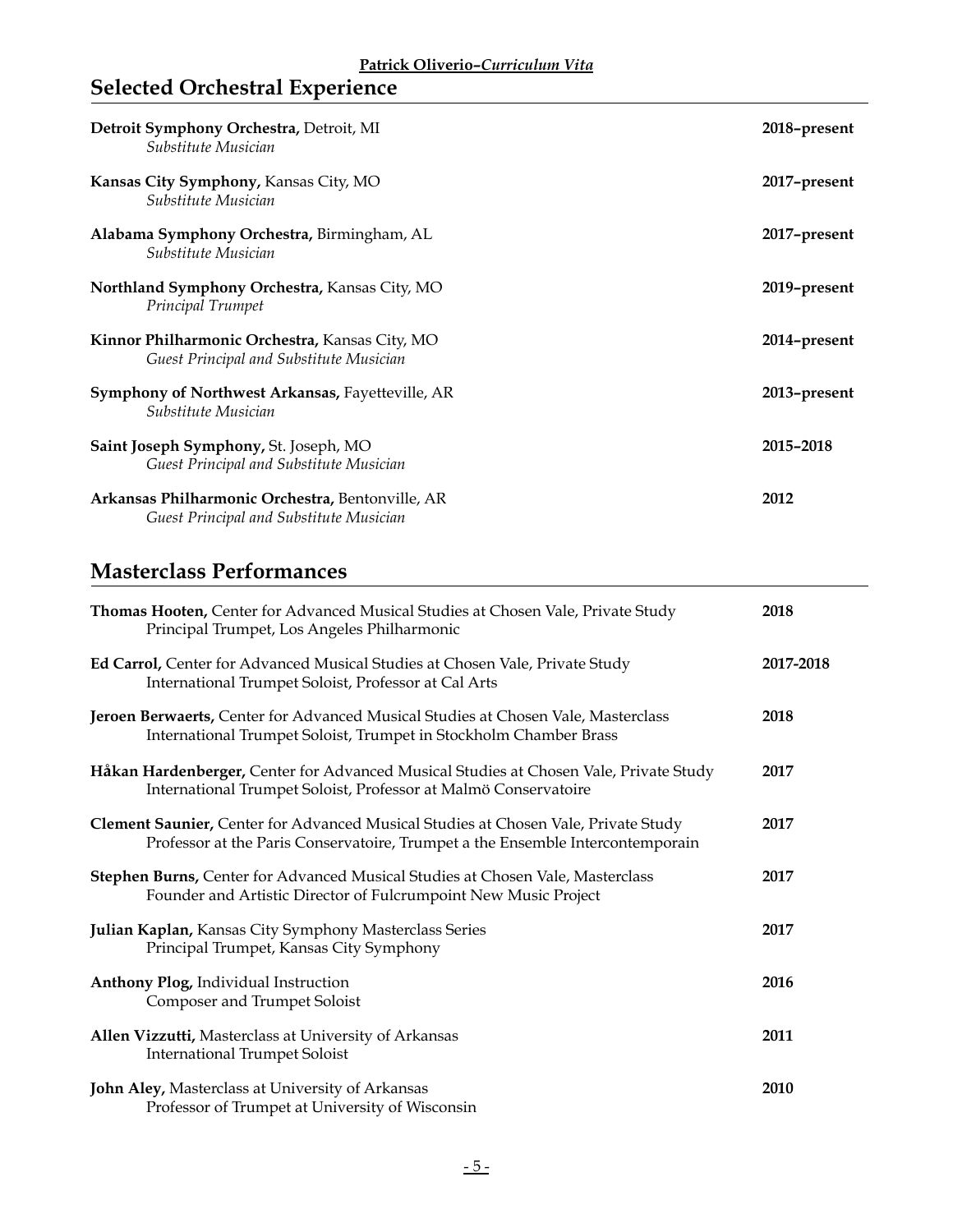## Selected Orchestral Experience

**Detroit Symphony Orchestra,** Detroit, MI — **2018–present**
*Substitute Musician*

**Kansas City Symphony,** Kansas City, MO — **2017–present**
*Substitute Musician*

**Alabama Symphony Orchestra,** Birmingham, AL — **2017–present**
*Substitute Musician*

**Northland Symphony Orchestra,** Kansas City, MO — **2019–present**
*Principal Trumpet*

**Kinnor Philharmonic Orchestra,** Kansas City, MO — **2014–present**
*Guest Principal and Substitute Musician*

**Symphony of Northwest Arkansas,** Fayetteville, AR — **2013–present**
*Substitute Musician*

**Saint Joseph Symphony,** St. Joseph, MO — **2015–2018**
*Guest Principal and Substitute Musician*

**Arkansas Philharmonic Orchestra,** Bentonville, AR — **2012**
*Guest Principal and Substitute Musician*

## Masterclass Performances

**Thomas Hooten,** Center for Advanced Musical Studies at Chosen Vale, Private Study — **2018**
Principal Trumpet, Los Angeles Philharmonic

**Ed Carrol,** Center for Advanced Musical Studies at Chosen Vale, Private Study — **2017-2018**
International Trumpet Soloist, Professor at Cal Arts

**Jeroen Berwaerts,** Center for Advanced Musical Studies at Chosen Vale, Masterclass — **2018**
International Trumpet Soloist, Trumpet in Stockholm Chamber Brass

**Håkan Hardenberger,** Center for Advanced Musical Studies at Chosen Vale, Private Study — **2017**
International Trumpet Soloist, Professor at Malmö Conservatoire

**Clement Saunier,** Center for Advanced Musical Studies at Chosen Vale, Private Study — **2017**
Professor at the Paris Conservatoire, Trumpet a the Ensemble Intercontemporain

**Stephen Burns,** Center for Advanced Musical Studies at Chosen Vale, Masterclass — **2017**
Founder and Artistic Director of Fulcrumpoint New Music Project

**Julian Kaplan,** Kansas City Symphony Masterclass Series — **2017**
Principal Trumpet, Kansas City Symphony

**Anthony Plog,** Individual Instruction — **2016**
Composer and Trumpet Soloist

**Allen Vizzutti,** Masterclass at University of Arkansas — **2011**
International Trumpet Soloist

**John Aley,** Masterclass at University of Arkansas — **2010**
Professor of Trumpet at University of Wisconsin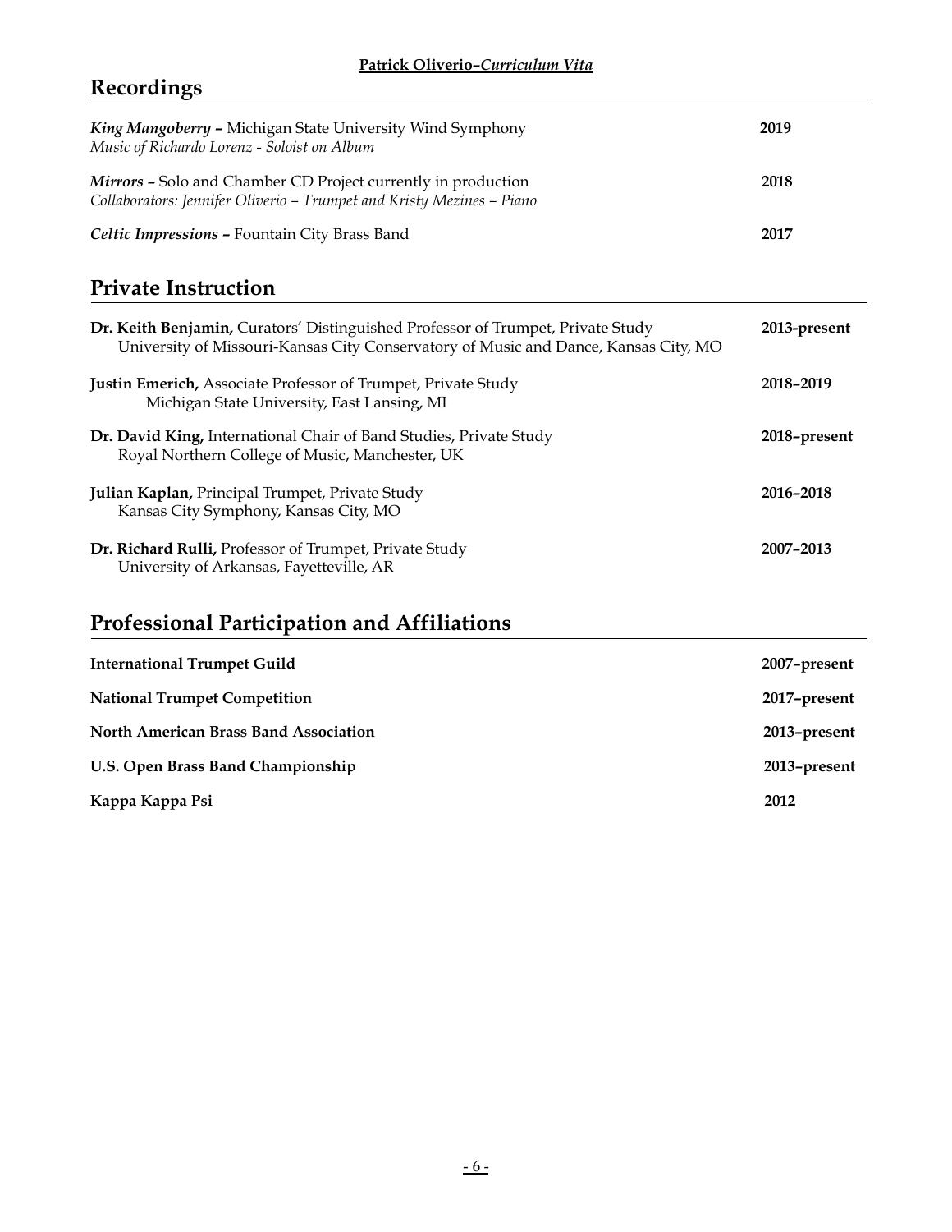## Recordings

***King Mangoberry* –** Michigan State University Wind Symphony **2019**
*Music of Richardo Lorenz - Soloist on Album*

***Mirrors* –** Solo and Chamber CD Project currently in production **2018**
*Collaborators: Jennifer Oliverio – Trumpet and Kristy Mezines – Piano*

***Celtic Impressions* –** Fountain City Brass Band **2017**

## Private Instruction

**Dr. Keith Benjamin,** Curators' Distinguished Professor of Trumpet, Private Study **2013-present**
University of Missouri-Kansas City Conservatory of Music and Dance, Kansas City, MO

**Justin Emerich,** Associate Professor of Trumpet, Private Study **2018–2019**
Michigan State University, East Lansing, MI

**Dr. David King,** International Chair of Band Studies, Private Study **2018–present**
Royal Northern College of Music, Manchester, UK

**Julian Kaplan,** Principal Trumpet, Private Study **2016–2018**
Kansas City Symphony, Kansas City, MO

**Dr. Richard Rulli,** Professor of Trumpet, Private Study **2007–2013**
University of Arkansas, Fayetteville, AR

## Professional Participation and Affiliations

**International Trumpet Guild** **2007–present**

**National Trumpet Competition** **2017–present**

**North American Brass Band Association** **2013–present**

**U.S. Open Brass Band Championship** **2013–present**

**Kappa Kappa Psi** **2012**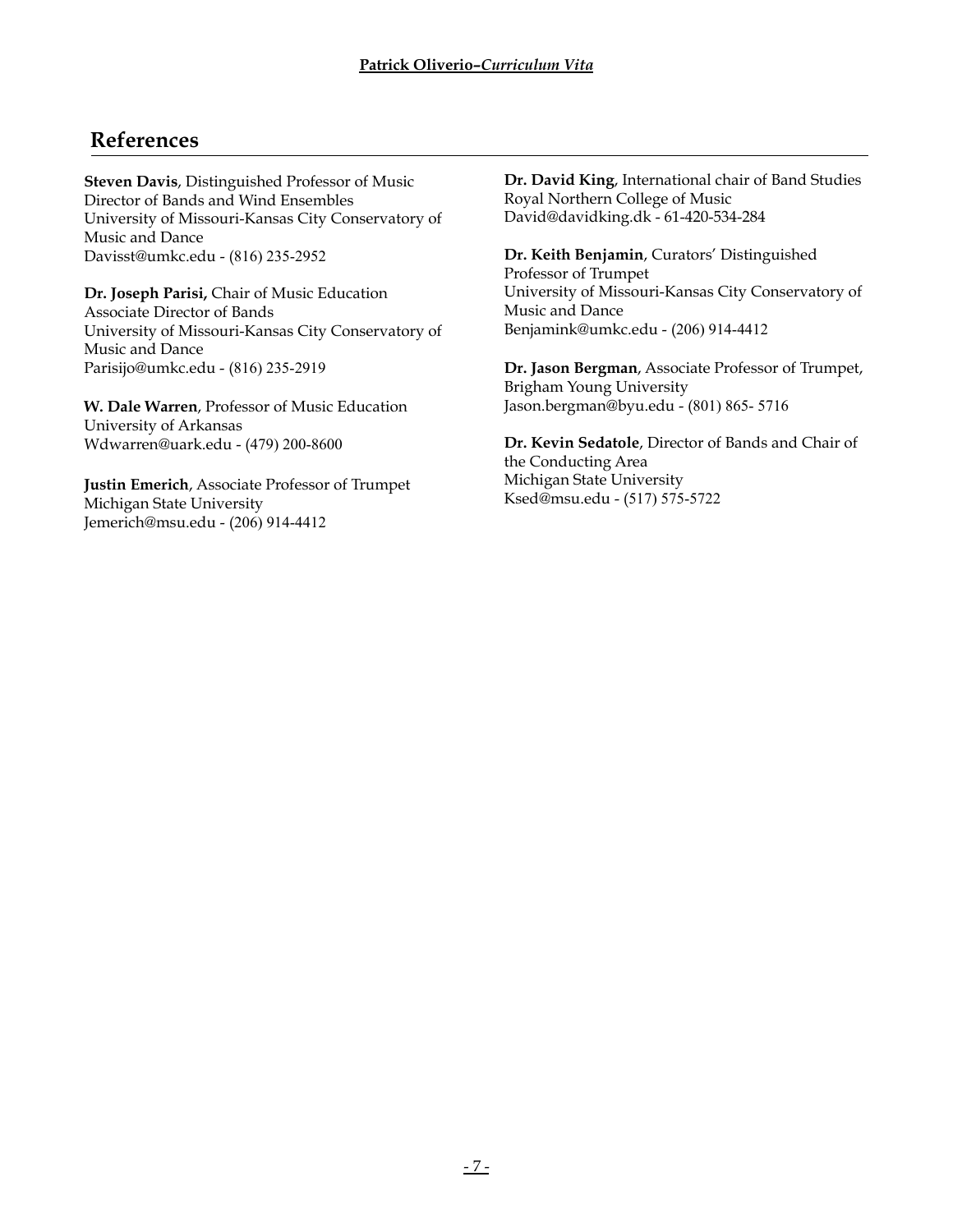## References

**Steven Davis**, Distinguished Professor of Music
Director of Bands and Wind Ensembles
University of Missouri-Kansas City Conservatory of Music and Dance
Davisst@umkc.edu - (816) 235-2952

**Dr. Joseph Parisi,** Chair of Music Education
Associate Director of Bands
University of Missouri-Kansas City Conservatory of Music and Dance
Parisijo@umkc.edu - (816) 235-2919

**W. Dale Warren**, Professor of Music Education
University of Arkansas
Wdwarren@uark.edu - (479) 200-8600

**Justin Emerich**, Associate Professor of Trumpet
Michigan State University
Jemerich@msu.edu - (206) 914-4412

**Dr. David King**, International chair of Band Studies
Royal Northern College of Music
David@davidking.dk - 61-420-534-284

**Dr. Keith Benjamin**, Curators' Distinguished Professor of Trumpet
University of Missouri-Kansas City Conservatory of Music and Dance
Benjamink@umkc.edu - (206) 914-4412

**Dr. Jason Bergman**, Associate Professor of Trumpet, Brigham Young University
Jason.bergman@byu.edu - (801) 865- 5716

**Dr. Kevin Sedatole**, Director of Bands and Chair of the Conducting Area
Michigan State University
Ksed@msu.edu - (517) 575-5722